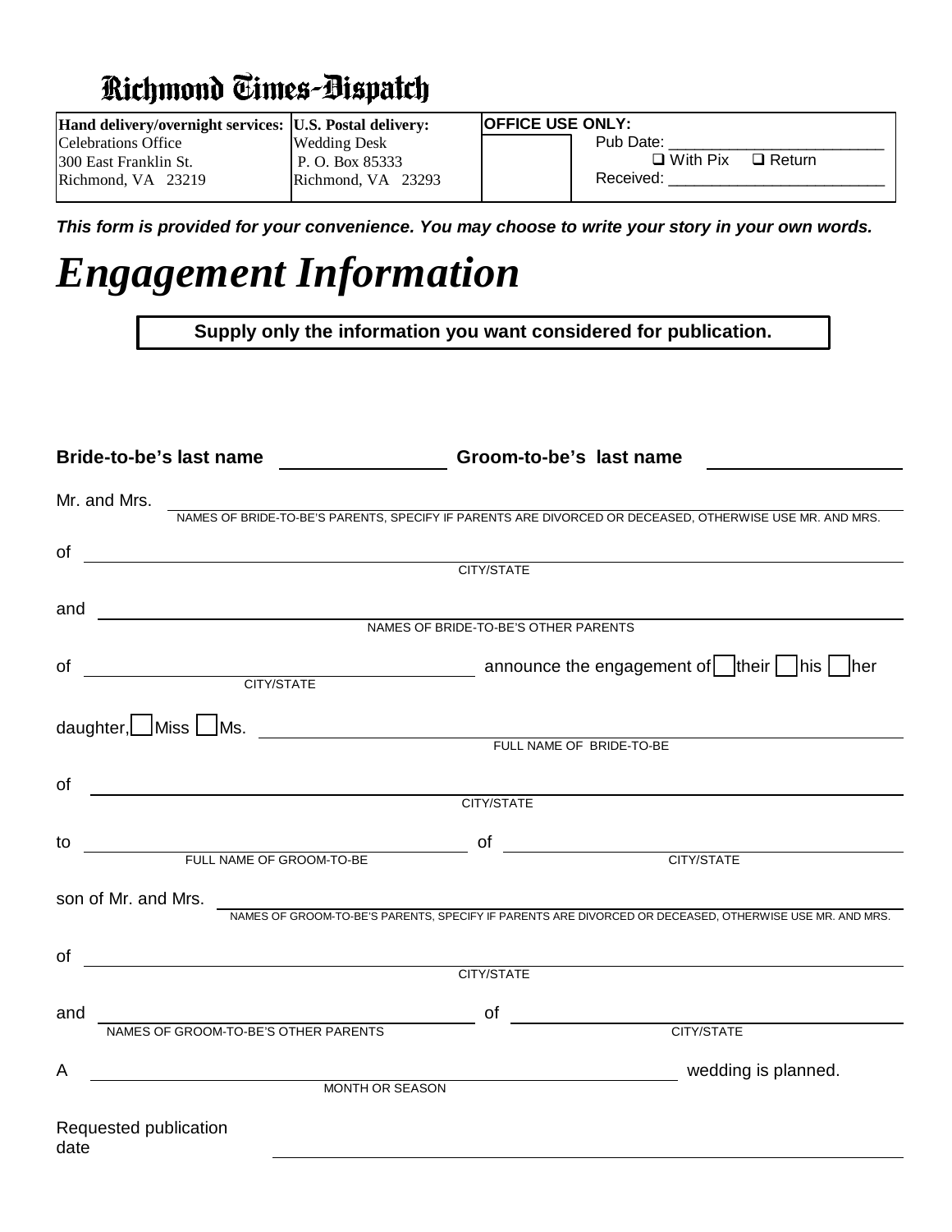# Richmond Times-Dispatch

| **Hand delivery/overnight services:** | **U.S. Postal delivery:** | **OFFICE USE ONLY:** |
|---|---|---|
| Celebrations Office<br>300 East Franklin St.<br>Richmond, VA 23219 | Wedding Desk<br>P. O. Box 85333<br>Richmond, VA 23293 | Pub Date: ______________________<br>❑ With Pix ❑ Return<br>Received: ______________________ |

***This form is provided for your convenience. You may choose to write your story in your own words.***

# *Engagement Information*

**Supply only the information you want considered for publication.**

**Bride-to-be's last name** ________________ **Groom-to-be's last name** ________________

Mr. and Mrs. ____________________________________________
NAMES OF BRIDE-TO-BE'S PARENTS, SPECIFY IF PARENTS ARE DIVORCED OR DECEASED, OTHERWISE USE MR. AND MRS.

of ____________________________________________
CITY/STATE

and ____________________________________________
NAMES OF BRIDE-TO-BE'S OTHER PARENTS

of ______________________ announce the engagement of ☐ their ☐ his ☐ her
CITY/STATE

daughter, ☐ Miss ☐ Ms. ____________________________________________
FULL NAME OF BRIDE-TO-BE

of ____________________________________________
CITY/STATE

to ______________________ of ______________________
FULL NAME OF GROOM-TO-BE | CITY/STATE

son of Mr. and Mrs. ____________________________________________
NAMES OF GROOM-TO-BE'S PARENTS, SPECIFY IF PARENTS ARE DIVORCED OR DECEASED, OTHERWISE USE MR. AND MRS.

of ____________________________________________
CITY/STATE

and ______________________ of ______________________
NAMES OF GROOM-TO-BE'S OTHER PARENTS | CITY/STATE

A ____________________________________________ wedding is planned.
MONTH OR SEASON

Requested publication date ____________________________________________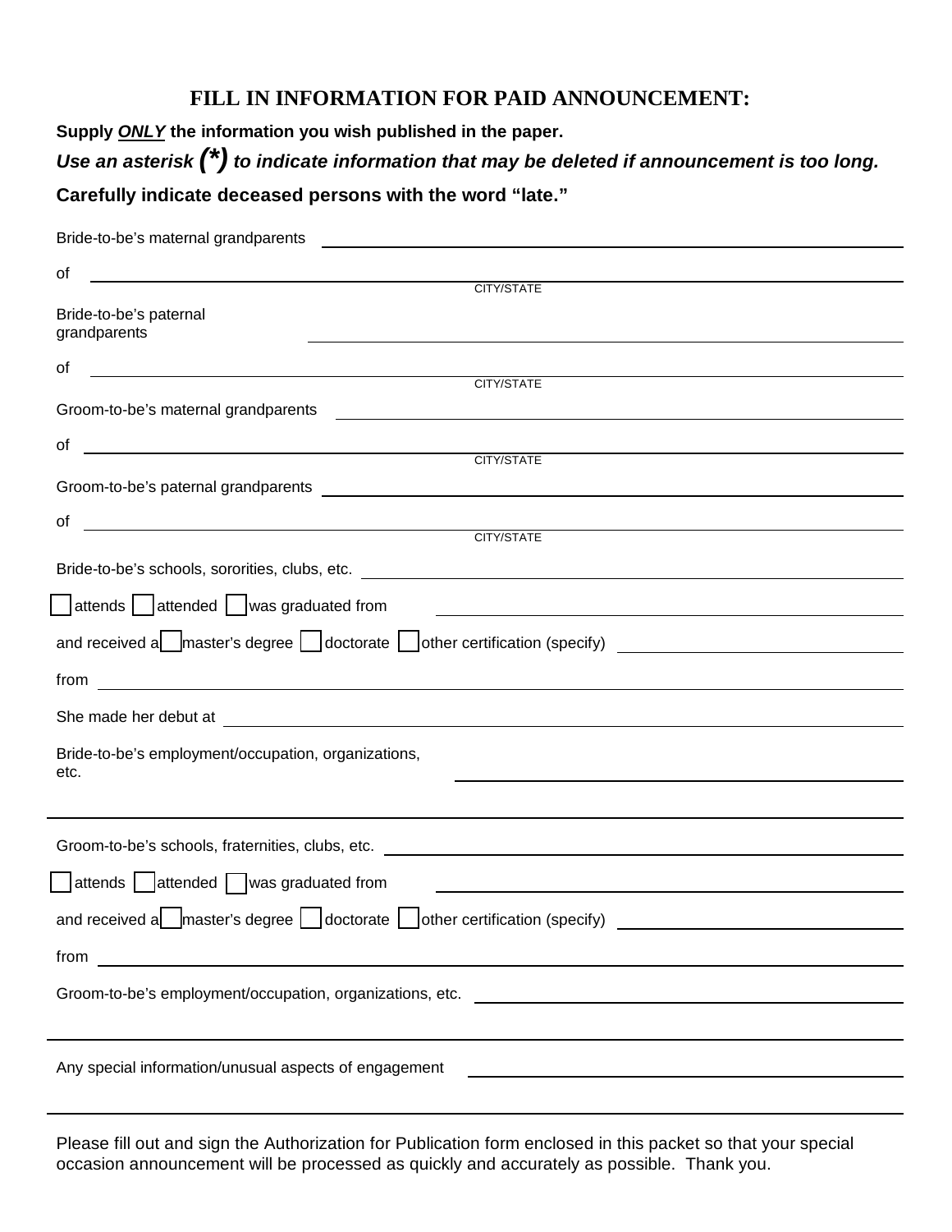# FILL IN INFORMATION FOR PAID ANNOUNCEMENT:

**Supply *ONLY* the information you wish published in the paper.**

***Use an asterisk (*) to indicate information that may be deleted if announcement is too long.***

**Carefully indicate deceased persons with the word "late."**

Bride-to-be's maternal grandparents ______________________________

of ______________________________
CITY/STATE

Bride-to-be's paternal grandparents ______________________________

of ______________________________
CITY/STATE

Groom-to-be's maternal grandparents ______________________________

of ______________________________
CITY/STATE

Groom-to-be's paternal grandparents ______________________________

of ______________________________
CITY/STATE

Bride-to-be's schools, sororities, clubs, etc. ______________________________

☐ attends ☐ attended ☐ was graduated from ______________________________

and received a ☐ master's degree ☐ doctorate ☐ other certification (specify) ______________________________

from ______________________________

She made her debut at ______________________________

Bride-to-be's employment/occupation, organizations, etc. ______________________________

______________________________

Groom-to-be's schools, fraternities, clubs, etc. ______________________________

☐ attends ☐ attended ☐ was graduated from ______________________________

and received a ☐ master's degree ☐ doctorate ☐ other certification (specify) ______________________________

from ______________________________

Groom-to-be's employment/occupation, organizations, etc. ______________________________

______________________________

Any special information/unusual aspects of engagement ______________________________

______________________________

Please fill out and sign the Authorization for Publication form enclosed in this packet so that your special occasion announcement will be processed as quickly and accurately as possible. Thank you.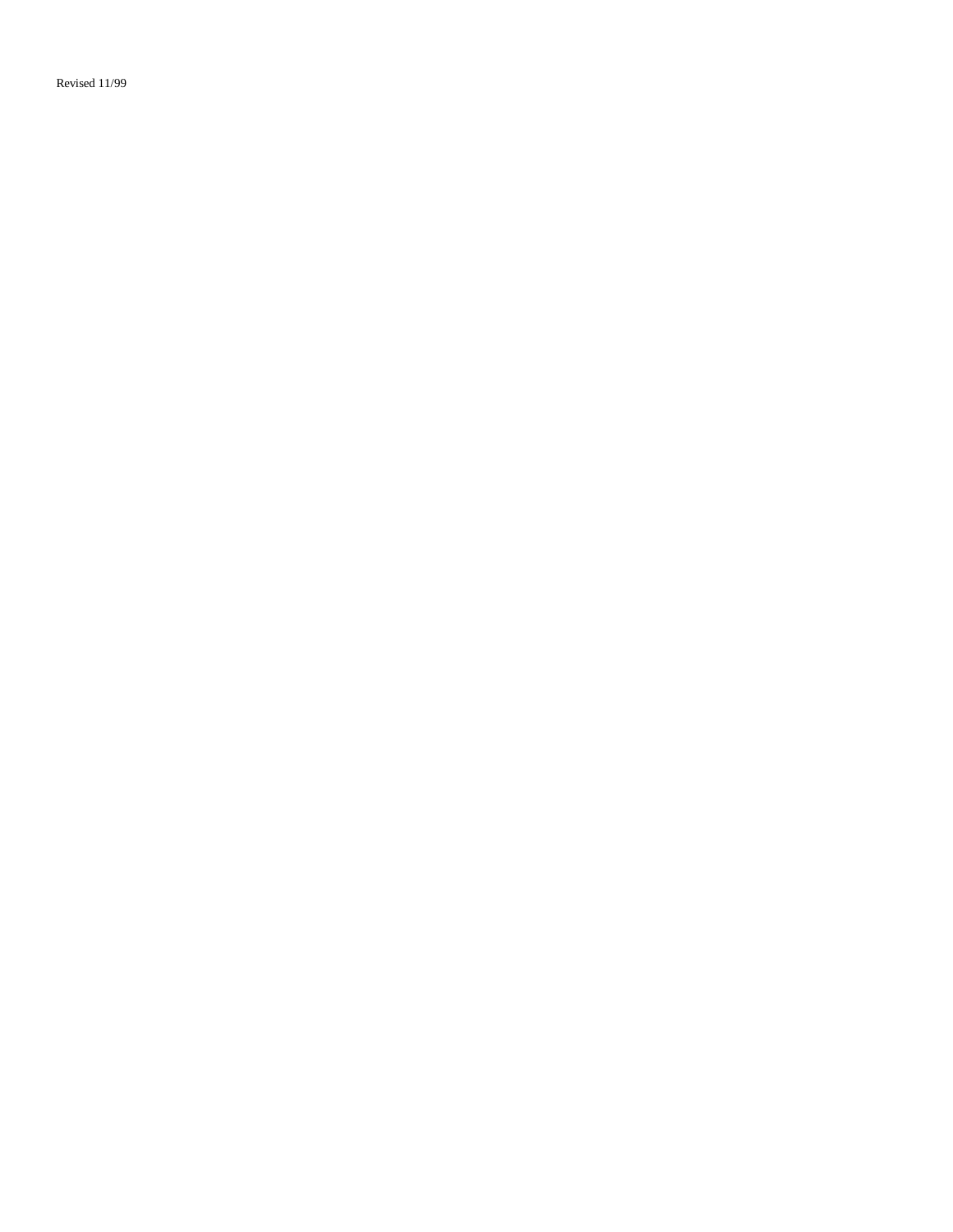Revised 11/99